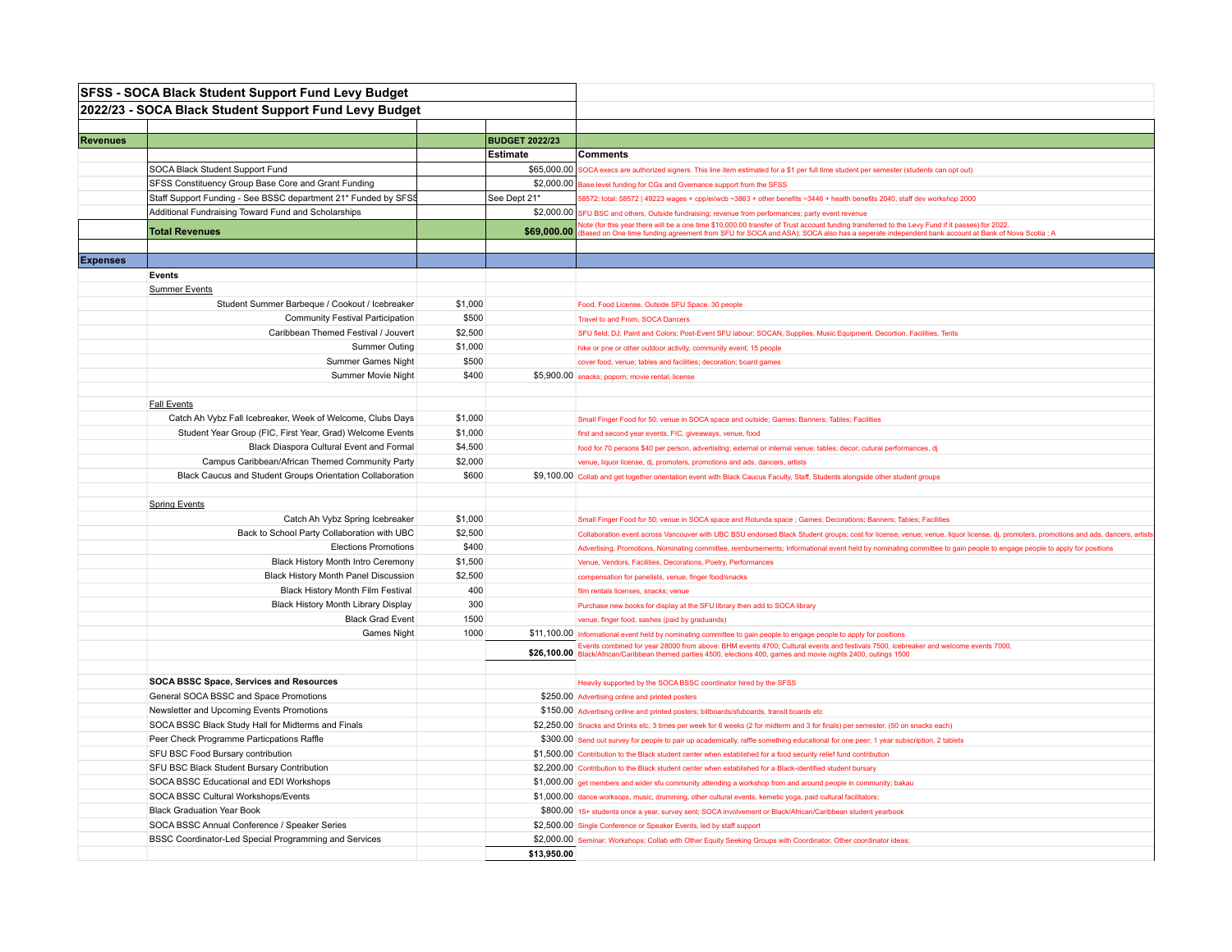## SFSS - SOCA Black Student Support Fund Levy Budget

## 2022/23 - SOCA Black Student Support Fund Levy Budget

| | | | | |
|---|---|---|---|---|
| **Revenues** | | | **BUDGET 2022/23** | |
| | | | **Estimate** | **Comments** |
| | SOCA Black Student Support Fund | | $65,000.00 | SOCA execs are authorized signers. This line item estimated for a $1 per full time student per semester (students can opt out) |
| | SFSS Constituency Group Base Core and Grant Funding | | $2,000.00 | Base level funding for CGs and Gvernance support from the SFSS |
| | Staff Support Funding - See BSSC department 21* Funded by SFSS | | See Dept 21* | 58572; total: 58572 \| 49223 wages + cpp/ei/wcb ~3863 + other benefits ~3446 + health benefits 2040, staff dev workshop 2000 |
| | Additional Fundraising Toward Fund and Scholarships | | $2,000.00 | SFU BSC and others, Outside fundraising; revenue from performances; party event revenue |
| | **Total Revenues** | | **$69,000.00** | Note (for this year there will be a one time $10,000.00 transfer of Trust account funding transferred to the Levy Fund if it passes):for 2022. (Based on One time funding agreement from SFU for SOCA and ASA); SOCA also has a seperate independent bank account at Bank of Nova Scotia ; A |
| | | | | |
| **Expenses** | | | | |
| | **Events** | | | |
| | Summer Events | | | |
| | Student Summer Barbeque / Cookout / Icebreaker | $1,000 | | Food, Food License, Outside SFU Space. 30 people |
| | Community Festival Participation | $500 | | Travel to and From, SOCA Dancers |
| | Caribbean Themed Festival / Jouvert | $2,500 | | SFU field; DJ; Paint and Colors; Post-Event SFU labour; SOCAN, Supplies, Music Equipment, Decortion. Facilities, Tents |
| | Summer Outing | $1,000 | | hike or pne or other outdoor activity, community event; 15 people |
| | Summer Games Night | $500 | | cover food, venue; tables and facilities; decoration; board games |
| | Summer Movie Night | $400 | $5,900.00 | snacks; popcorn; movie rental; license |
| | | | | |
| | Fall Events | | | |
| | Catch Ah Vybz Fall Icebreaker, Week of Welcome, Clubs Days | $1,000 | | Small Finger Food for 50; venue in SOCA space and outside; Games; Banners; Tables; Facilities |
| | Student Year Group (FIC, First Year, Grad) Welcome Events | $1,000 | | first and second year events, FIC, giveaways, venue, food |
| | Black Diaspora Cultural Event and Formal | $4,500 | | food for 70 persons $40 per person, advertisitng; external or internal venue; tables; decor; cutural performances, dj |
| | Campus Caribbean/African Themed Community Party | $2,000 | | venue, liquor license, dj, promoters, promotions and ads, dancers, artists |
| | Black Caucus and Student Groups Orientation Collaboration | $600 | $9,100.00 | Collab and get together orientation event with Black Caucus Faculty, Staff, Students alongside other student groups |
| | | | | |
| | Spring Events | | | |
| | Catch Ah Vybz Spring Icebreaker | $1,000 | | Small Finger Food for 50; venue in SOCA space and Rotunda space ; Games; Decorations; Banners; Tables; Facilities |
| | Back to School Party Collaboration with UBC | $2,500 | | Collaboration event across Vancouver with UBC BSU endorsed Black Student groups; cost for license; venue; venue, liquor license, dj, promoters, promotions and ads, dancers, artists |
| | Elections Promotions | $400 | | Advertising, Promotions, Nominating committee, reimbursements; Informational event held by nominating committee to gain people to engage people to apply for positions |
| | Black History Month Intro Ceremony | $1,500 | | Venue, Vendors, Facilities, Decorations, Poetry, Performances |
| | Black History Month Panel Discussion | $2,500 | | compensation for panelists, venue, finger food/snacks |
| | Black History Month Film Festival | 400 | | film rentals licenses, snacks; venue |
| | Black History Month Library Display | 300 | | Purchase new books for display at the SFU library then add to SOCA library |
| | Black Grad Event | 1500 | | venue, finger food, sashes (paid by graduands) |
| | Games Night | 1000 | $11,100.00 | Informational event held by nominating committee to gain people to engage people to apply for positions |
| | | | **$26,100.00** | Events combined for year 28000 from above: BHM events 4700; Cultural events and festivals 7500, icebreaker and welcome events 7000, Black/African/Caribbean themed parties 4500, elections 400, games and movie nights 2400, outings 1500 |
| | | | | |
| | **SOCA BSSC Space, Services and Resources** | | | Heavily supported by the SOCA BSSC coordinator hired by the SFSS |
| | General SOCA BSSC and Space Promotions | | $250.00 | Advertising online and printed posters |
| | Newsletter and Upcoming Events Promotions | | $150.00 | Advertising online and printed posters; billboards/sfuboards, transit boards etc |
| | SOCA BSSC Black Study Hall for Midterms and Finals | | $2,250.00 | Snacks and Drinks etc, 3 times per week for 6 weeks (2 for midterm and 3 for finals) per semester, (50 on snacks each) |
| | Peer Check Programme Particpations Raffle | | $300.00 | Send out survey for people to pair up academically, raffle something educational for one peer; 1 year subscription, 2 tablets |
| | SFU BSC Food Bursary contribution | | $1,500.00 | Contribution to the Black student center when established for a food security relief fund contribution |
| | SFU BSC Black Student Bursary Contribution | | $2,200.00 | Contribution to the Black student center when established for a Black-identified student bursary |
| | SOCA BSSC Educational and EDI Workshops | | $1,000.00 | get members and wider sfu community attending a workshop from and around people in community; bakau |
| | SOCA BSSC Cultural Workshops/Events | | $1,000.00 | dance worksops, music, drumming, other cultural events, kemetic yoga, paid cultural facilitators; |
| | Black Graduation Year Book | | $800.00 | 15+ students once a year, survey sent; SOCA involvement or Black/African/Caribbean student yearbook |
| | SOCA BSSC Annual Conference / Speaker Series | | $2,500.00 | Single Conference or Speaker Events, led by staff support |
| | BSSC Coordinator-Led Special Programming and Services | | $2,000.00 | Seminar; Workshops; Collab with Other Equity Seeking Groups with Coordinator, Other coordinator ideas; |
| | | | **$13,950.00** | |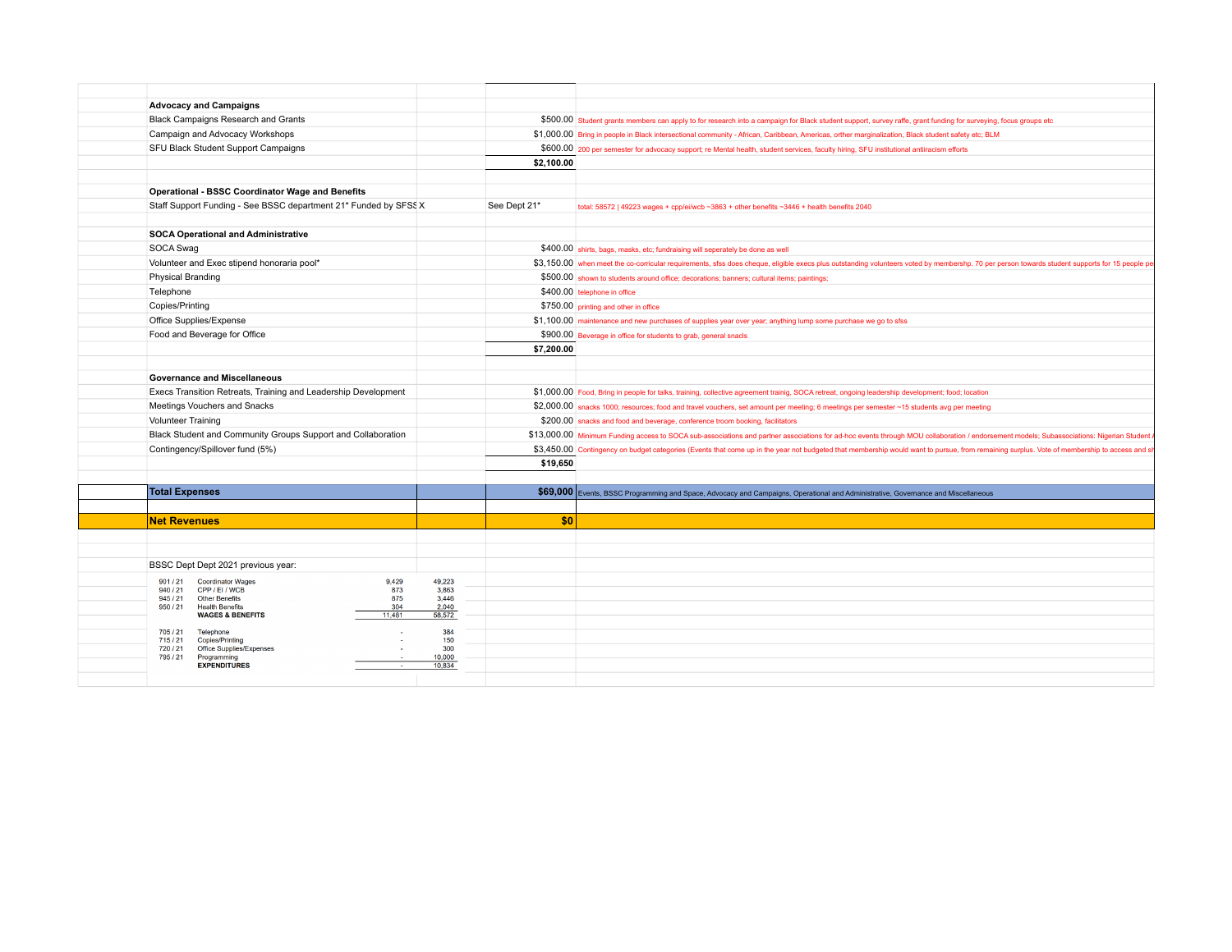| | | |
|---|---|---|
| **Advocacy and Campaigns** | | |
| Black Campaigns Research and Grants | $500.00 | Student grants members can apply to for research into a campaign for Black student support, survey raffle, grant funding for surveying, focus groups etc |
| Campaign and Advocacy Workshops | $1,000.00 | Bring in people in Black intersectional community - African, Caribbean, Americas, orther marginalization, Black student safety etc; BLM |
| SFU Black Student Support Campaigns | $600.00 | 200 per semester for advocacy support; re Mental health, student services, faculty hiring, SFU institutional antiiracism efforts |
| | **$2,100.00** | |
| | | |
| **Operational - BSSC Coordinator Wage and Benefits** | | |
| Staff Support Funding - See BSSC department 21* Funded by SFSS X | See Dept 21* | total: 58572 \| 49223 wages + cpp/ei/wcb ~3863 + other benefits ~3446 + health benefits 2040 |
| | | |
| **SOCA Operational and Administrative** | | |
| SOCA Swag | $400.00 | shirts, bags, masks, etc; fundraising will seperately be done as well |
| Volunteer and Exec stipend honoraria pool* | $3,150.00 | when meet the co-corricular requirements, sfss does cheque, eligible execs plus outstanding volunteers voted by membershp. 70 per person towards student supports for 15 people pe |
| Physical Branding | $500.00 | shown to students around office; decorations; banners; cultural items; paintings; |
| Telephone | $400.00 | telephone in office |
| Copies/Printing | $750.00 | printing and other in office |
| Office Supplies/Expense | $1,100.00 | maintenance and new purchases of supplies year over year; anything lump some purchase we go to sfss |
| Food and Beverage for Office | $900.00 | Beverage in office for students to grab, general snacls |
| | **$7,200.00** | |
| | | |
| **Governance and Miscellaneous** | | |
| Execs Transition Retreats, Training and Leadership Development | $1,000.00 | Food, Bring in people for talks, training, collective agreement trainig, SOCA retreat, ongoing leadership development; food; location |
| Meetings Vouchers and Snacks | $2,000.00 | snacks 1000; resources; food and travel vouchers, set amount per meeting; 6 meetings per semester ~15 students avg per meeting |
| Volunteer Training | $200.00 | snacks and food and beverage, conference troom booking, facilitators |
| Black Student and Community Groups Support and Collaboration | $13,000.00 | Minimum Funding access to SOCA sub-associations and partner associations for ad-hoc events through MOU collaboration / endorsement models; Subassociations: Nigerian Student / |
| Contingency/Spillover fund (5%) | $3,450.00 | Contingency on budget categories (Events that come up in the year not budgeted that membership would want to pursue, from remaining surplus. Vote of membership to access and sh |
| | **$19,650** | |
| | | |
| **Total Expenses** | **$69,000** | Events, BSSC Programming and Space, Advocacy and Campaigns, Operational and Administrative, Governance and Miscellaneous |
| | | |
| **Net Revenues** | **$0** | |

BSSC Dept Dept 2021 previous year:

| | | | |
|---|---|---|---|
| 901 / 21 | Coordinator Wages | 9,429 | 49,223 |
| 940 / 21 | CPP / EI / WCB | 873 | 3,863 |
| 945 / 21 | Other Benefits | 875 | 3,446 |
| 950 / 21 | Health Benefits | 304 | 2,040 |
| | **WAGES & BENEFITS** | 11,481 | 58,572 |
| | | | |
| 705 / 21 | Telephone | - | 384 |
| 715 / 21 | Copies/Printing | - | 150 |
| 720 / 21 | Office Supplies/Expenses | - | 300 |
| 795 / 21 | Programming | - | 10,000 |
| | **EXPENDITURES** | - | 10,834 |